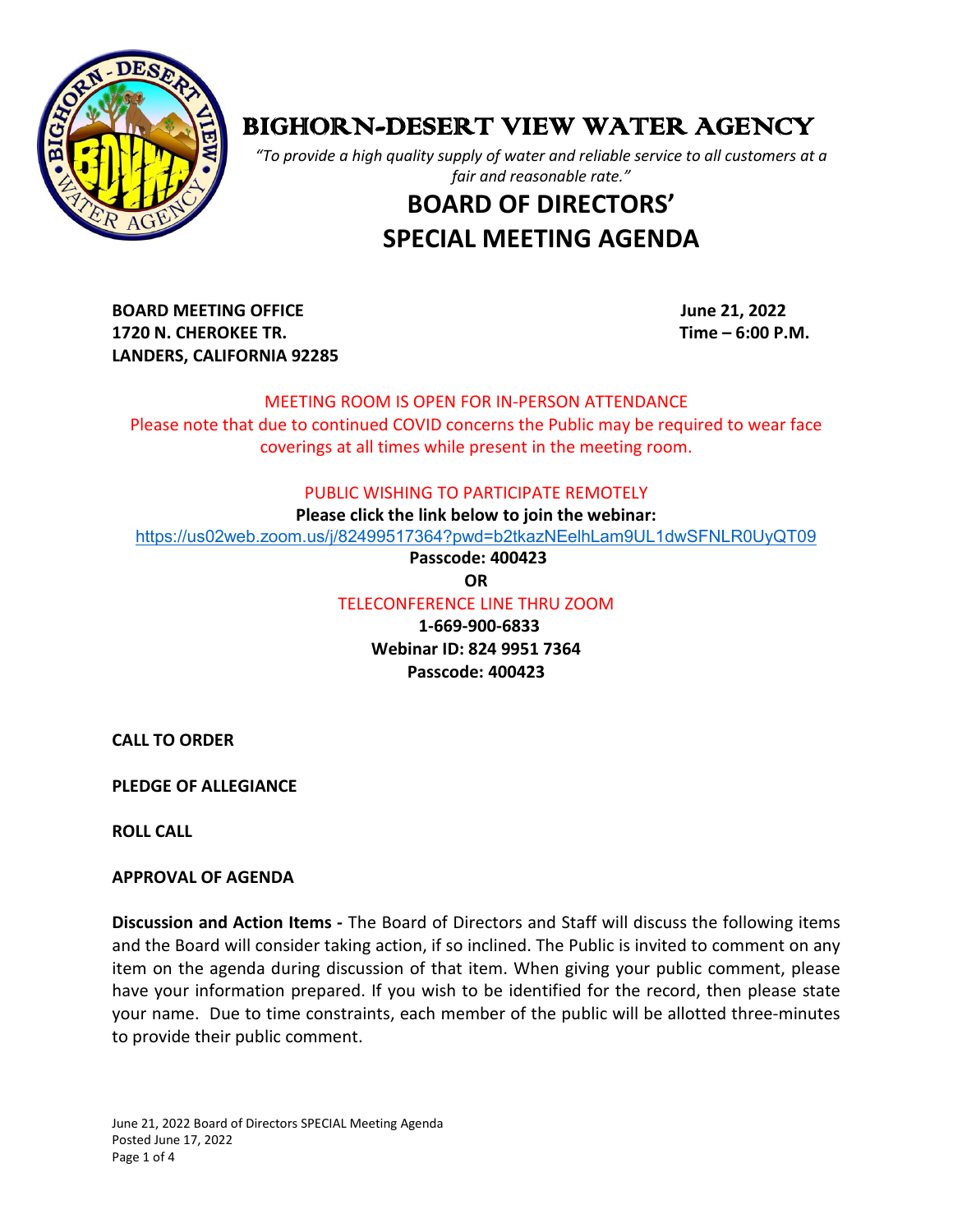# BIGHORN-DESERT VIEW WATER AGENCY

*"To provide a high quality supply of water and reliable service to all customers at a fair and reasonable rate."*

## BOARD OF DIRECTORS' SPECIAL MEETING AGENDA

**BOARD MEETING OFFICE**
**1720 N. CHEROKEE TR.**
**LANDERS, CALIFORNIA 92285**

**June 21, 2022**
**Time – 6:00 P.M.**

MEETING ROOM IS OPEN FOR IN-PERSON ATTENDANCE

Please note that due to continued COVID concerns the Public may be required to wear face coverings at all times while present in the meeting room.

PUBLIC WISHING TO PARTICIPATE REMOTELY

**Please click the link below to join the webinar:**

https://us02web.zoom.us/j/82499517364?pwd=b2tkazNEelhLam9UL1dwSFNLR0UyQT09

**Passcode: 400423**

**OR**

TELECONFERENCE LINE THRU ZOOM

**1-669-900-6833**

**Webinar ID: 824 9951 7364**

**Passcode: 400423**

**CALL TO ORDER**

**PLEDGE OF ALLEGIANCE**

**ROLL CALL**

**APPROVAL OF AGENDA**

**Discussion and Action Items -** The Board of Directors and Staff will discuss the following items and the Board will consider taking action, if so inclined. The Public is invited to comment on any item on the agenda during discussion of that item. When giving your public comment, please have your information prepared. If you wish to be identified for the record, then please state your name. Due to time constraints, each member of the public will be allotted three-minutes to provide their public comment.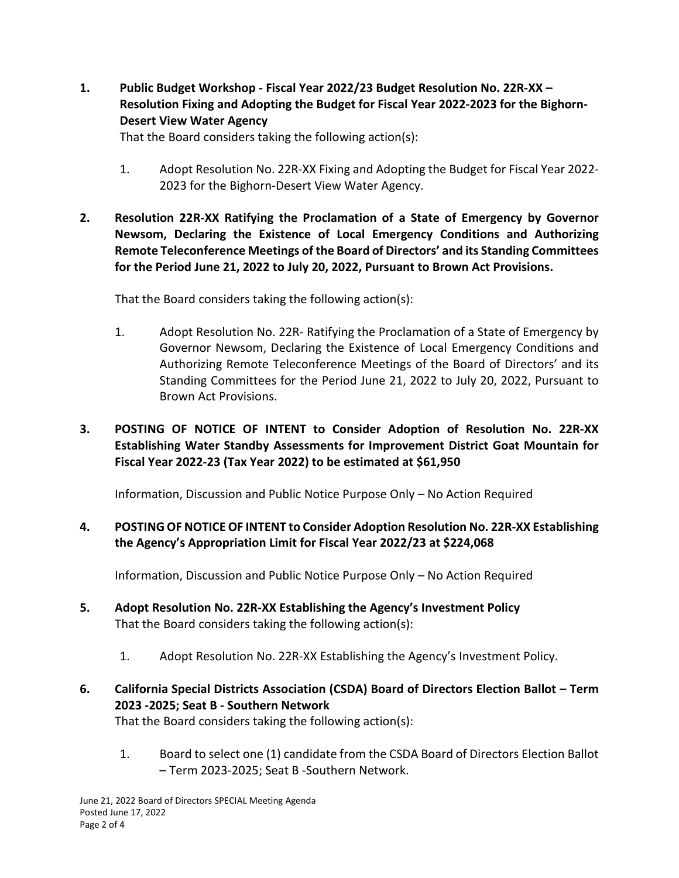**1. Public Budget Workshop - Fiscal Year 2022/23 Budget Resolution No. 22R-XX – Resolution Fixing and Adopting the Budget for Fiscal Year 2022-2023 for the Bighorn-Desert View Water Agency**

That the Board considers taking the following action(s):

1. Adopt Resolution No. 22R-XX Fixing and Adopting the Budget for Fiscal Year 2022-2023 for the Bighorn-Desert View Water Agency.

**2. Resolution 22R-XX Ratifying the Proclamation of a State of Emergency by Governor Newsom, Declaring the Existence of Local Emergency Conditions and Authorizing Remote Teleconference Meetings of the Board of Directors' and its Standing Committees for the Period June 21, 2022 to July 20, 2022, Pursuant to Brown Act Provisions.**

That the Board considers taking the following action(s):

1. Adopt Resolution No. 22R- Ratifying the Proclamation of a State of Emergency by Governor Newsom, Declaring the Existence of Local Emergency Conditions and Authorizing Remote Teleconference Meetings of the Board of Directors' and its Standing Committees for the Period June 21, 2022 to July 20, 2022, Pursuant to Brown Act Provisions.

**3. POSTING OF NOTICE OF INTENT to Consider Adoption of Resolution No. 22R-XX Establishing Water Standby Assessments for Improvement District Goat Mountain for Fiscal Year 2022-23 (Tax Year 2022) to be estimated at $61,950**

Information, Discussion and Public Notice Purpose Only – No Action Required

**4. POSTING OF NOTICE OF INTENT to Consider Adoption Resolution No. 22R-XX Establishing the Agency's Appropriation Limit for Fiscal Year 2022/23 at $224,068**

Information, Discussion and Public Notice Purpose Only – No Action Required

**5. Adopt Resolution No. 22R-XX Establishing the Agency's Investment Policy**

That the Board considers taking the following action(s):

1. Adopt Resolution No. 22R-XX Establishing the Agency's Investment Policy.

**6. California Special Districts Association (CSDA) Board of Directors Election Ballot – Term 2023 -2025; Seat B - Southern Network**

That the Board considers taking the following action(s):

1. Board to select one (1) candidate from the CSDA Board of Directors Election Ballot – Term 2023-2025; Seat B -Southern Network.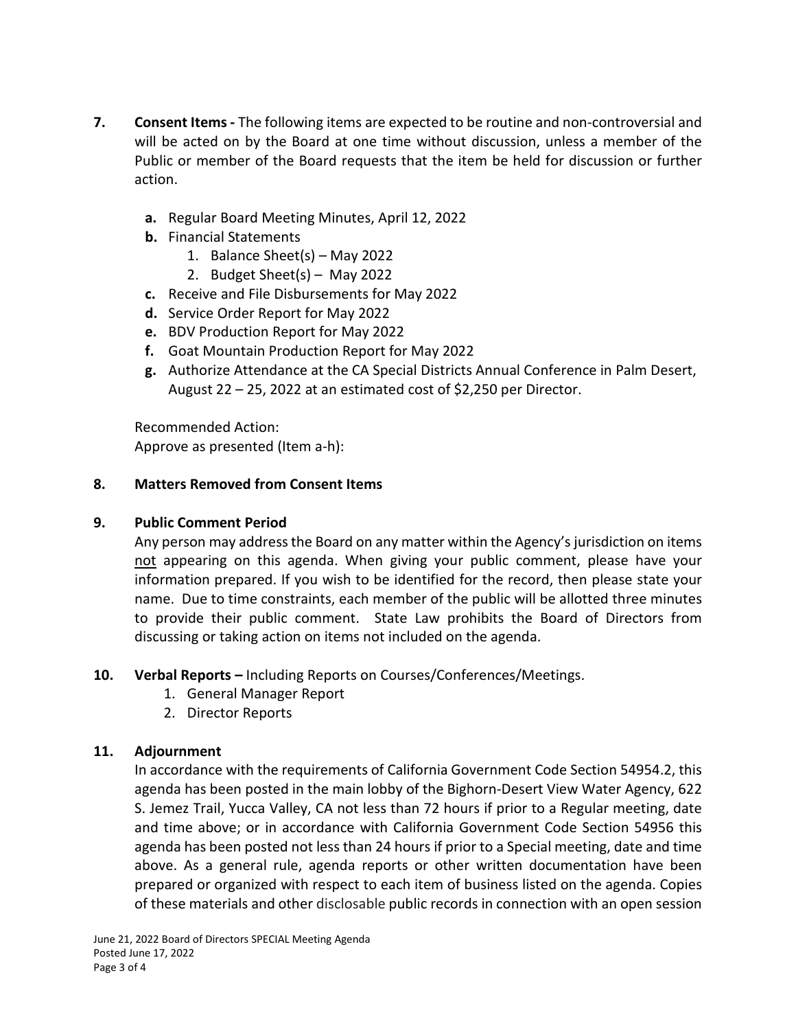**7. Consent Items -** The following items are expected to be routine and non-controversial and will be acted on by the Board at one time without discussion, unless a member of the Public or member of the Board requests that the item be held for discussion or further action.

- **a.** Regular Board Meeting Minutes, April 12, 2022
- **b.** Financial Statements
  1. Balance Sheet(s) – May 2022
  2. Budget Sheet(s) – May 2022
- **c.** Receive and File Disbursements for May 2022
- **d.** Service Order Report for May 2022
- **e.** BDV Production Report for May 2022
- **f.** Goat Mountain Production Report for May 2022
- **g.** Authorize Attendance at the CA Special Districts Annual Conference in Palm Desert, August 22 – 25, 2022 at an estimated cost of $2,250 per Director.

Recommended Action:
Approve as presented (Item a-h):

**8. Matters Removed from Consent Items**

**9. Public Comment Period**

Any person may address the Board on any matter within the Agency's jurisdiction on items <u>not</u> appearing on this agenda. When giving your public comment, please have your information prepared. If you wish to be identified for the record, then please state your name. Due to time constraints, each member of the public will be allotted three minutes to provide their public comment. State Law prohibits the Board of Directors from discussing or taking action on items not included on the agenda.

**10. Verbal Reports –** Including Reports on Courses/Conferences/Meetings.

1. General Manager Report
2. Director Reports

**11. Adjournment**

In accordance with the requirements of California Government Code Section 54954.2, this agenda has been posted in the main lobby of the Bighorn-Desert View Water Agency, 622 S. Jemez Trail, Yucca Valley, CA not less than 72 hours if prior to a Regular meeting, date and time above; or in accordance with California Government Code Section 54956 this agenda has been posted not less than 24 hours if prior to a Special meeting, date and time above. As a general rule, agenda reports or other written documentation have been prepared or organized with respect to each item of business listed on the agenda. Copies of these materials and other disclosable public records in connection with an open session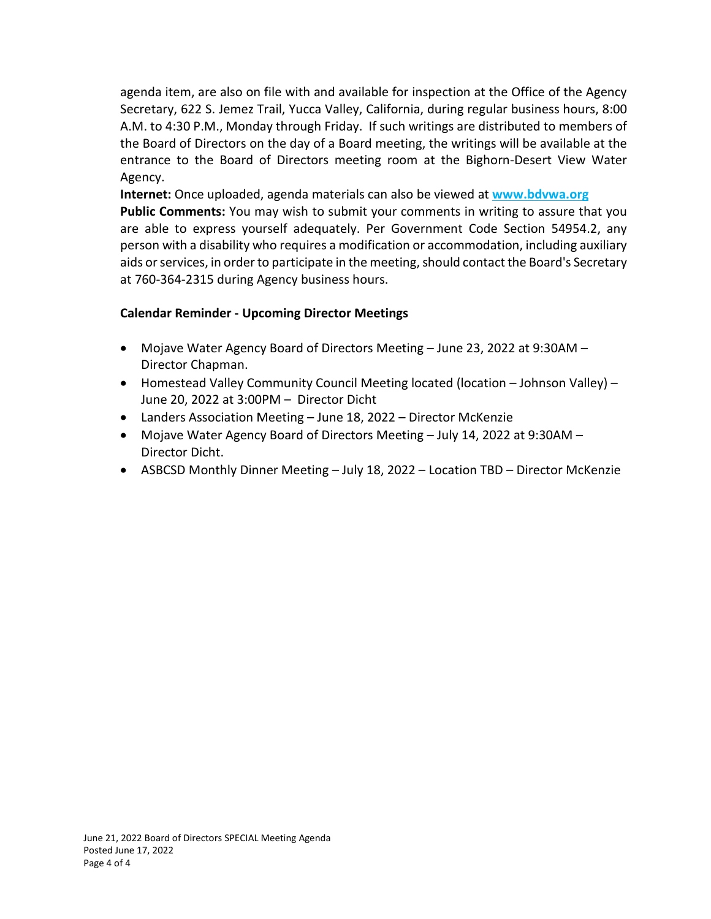agenda item, are also on file with and available for inspection at the Office of the Agency Secretary, 622 S. Jemez Trail, Yucca Valley, California, during regular business hours, 8:00 A.M. to 4:30 P.M., Monday through Friday. If such writings are distributed to members of the Board of Directors on the day of a Board meeting, the writings will be available at the entrance to the Board of Directors meeting room at the Bighorn-Desert View Water Agency.

**Internet:** Once uploaded, agenda materials can also be viewed at **www.bdvwa.org**

**Public Comments:** You may wish to submit your comments in writing to assure that you are able to express yourself adequately. Per Government Code Section 54954.2, any person with a disability who requires a modification or accommodation, including auxiliary aids or services, in order to participate in the meeting, should contact the Board's Secretary at 760-364-2315 during Agency business hours.

**Calendar Reminder - Upcoming Director Meetings**

- Mojave Water Agency Board of Directors Meeting – June 23, 2022 at 9:30AM – Director Chapman.
- Homestead Valley Community Council Meeting located (location – Johnson Valley) – June 20, 2022 at 3:00PM – Director Dicht
- Landers Association Meeting – June 18, 2022 – Director McKenzie
- Mojave Water Agency Board of Directors Meeting – July 14, 2022 at 9:30AM – Director Dicht.
- ASBCSD Monthly Dinner Meeting – July 18, 2022 – Location TBD – Director McKenzie